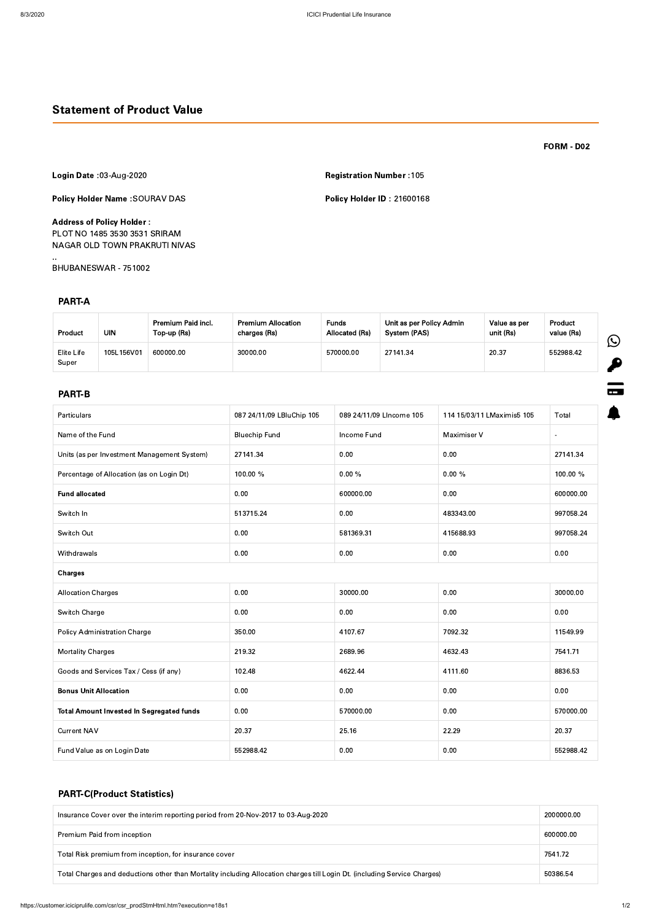## Statement of Product Value

**FORM - D02**

**Login Date :** 03-Aug-2020

**Registration Number :** 105

**Policy Holder Name :** SOURAV DAS

**Policy Holder ID :** 21600168

**Address of Policy Holder :**
PLOT NO 1485 3530 3531 SRIRAM
NAGAR OLD TOWN PRAKRUTI NIVAS
..
BHUBANESWAR - 751002

### PART-A

| Product | UIN | Premium Paid incl. Top-up (Rs) | Premium Allocation charges (Rs) | Funds Allocated (Rs) | Unit as per Policy Admin System (PAS) | Value as per unit (Rs) | Product value (Rs) |
|---|---|---|---|---|---|---|---|
| Elite Life Super | 105L156V01 | 600000.00 | 30000.00 | 570000.00 | 27141.34 | 20.37 | 552988.42 |

### PART-B

| Particulars | 087 24/11/09 LBluChip 105 | 089 24/11/09 LIncome 105 | 114 15/03/11 LMaximis5 105 | Total |
|---|---|---|---|---|
| Name of the Fund | Bluechip Fund | Income Fund | Maximiser V | - |
| Units (as per Investment Management System) | 27141.34 | 0.00 | 0.00 | 27141.34 |
| Percentage of Allocation (as on Login Dt) | 100.00 % | 0.00 % | 0.00 % | 100.00 % |
| **Fund allocated** | 0.00 | 600000.00 | 0.00 | 600000.00 |
| Switch In | 513715.24 | 0.00 | 483343.00 | 997058.24 |
| Switch Out | 0.00 | 581369.31 | 415688.93 | 997058.24 |
| Withdrawals | 0.00 | 0.00 | 0.00 | 0.00 |
| **Charges** | | | | |
| Allocation Charges | 0.00 | 30000.00 | 0.00 | 30000.00 |
| Switch Charge | 0.00 | 0.00 | 0.00 | 0.00 |
| Policy Administration Charge | 350.00 | 4107.67 | 7092.32 | 11549.99 |
| Mortality Charges | 219.32 | 2689.96 | 4632.43 | 7541.71 |
| Goods and Services Tax / Cess (if any) | 102.48 | 4622.44 | 4111.60 | 8836.53 |
| **Bonus Unit Allocation** | 0.00 | 0.00 | 0.00 | 0.00 |
| **Total Amount Invested In Segregated funds** | 0.00 | 570000.00 | 0.00 | 570000.00 |
| Current NAV | 20.37 | 25.16 | 22.29 | 20.37 |
| Fund Value as on Login Date | 552988.42 | 0.00 | 0.00 | 552988.42 |

### PART-C(Product Statistics)

| | |
|---|---|
| Insurance Cover over the interim reporting period from 20-Nov-2017 to 03-Aug-2020 | 2000000.00 |
| Premium Paid from inception | 600000.00 |
| Total Risk premium from inception, for insurance cover | 7541.72 |
| Total Charges and deductions other than Mortality including Allocation charges till Login Dt. (including Service Charges) | 50386.54 |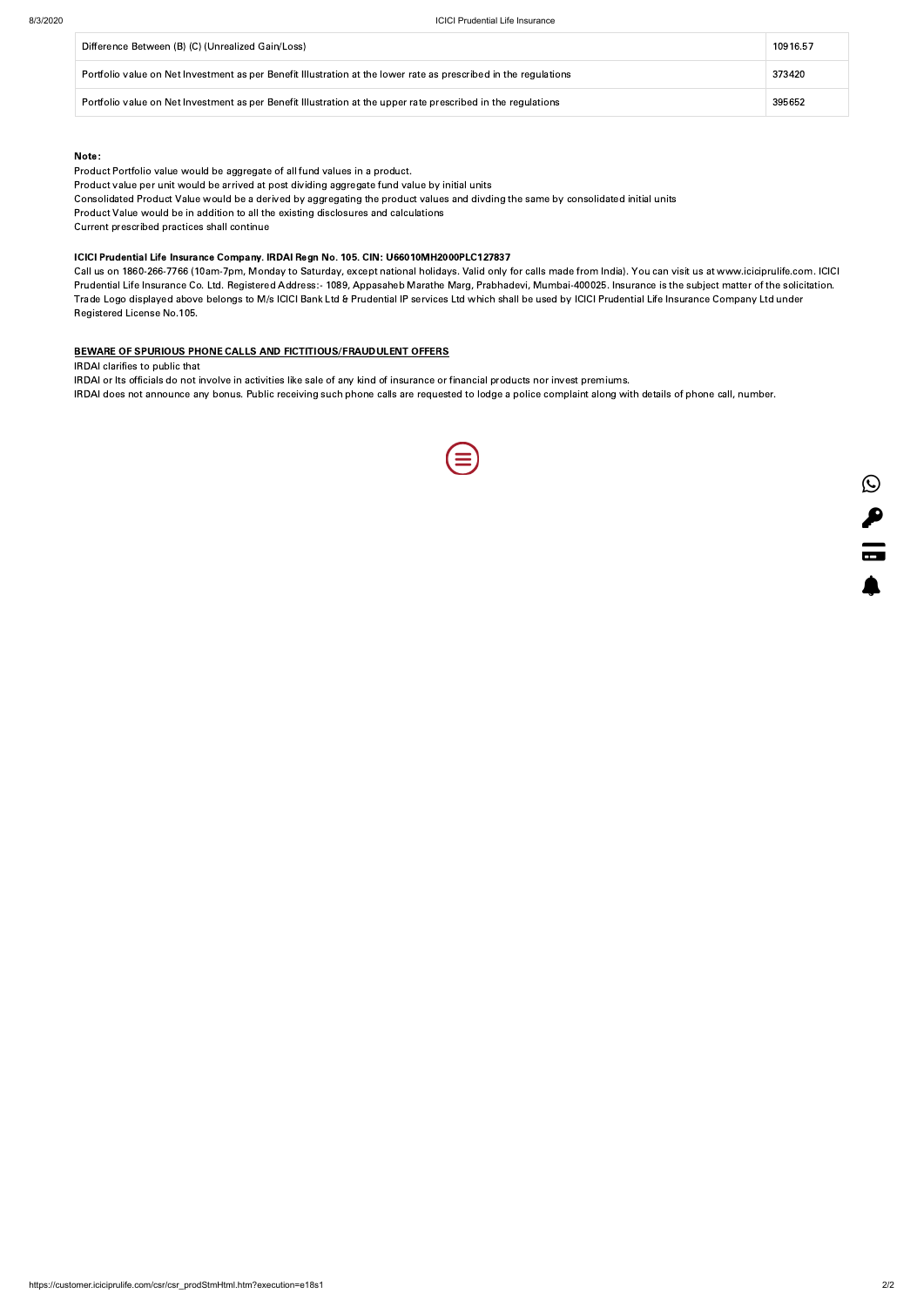| | |
|---|---|
| Difference Between (B) (C) (Unrealized Gain/Loss) | 10916.57 |
| Portfolio value on Net Investment as per Benefit Illustration at the lower rate as prescribed in the regulations | 373420 |
| Portfolio value on Net Investment as per Benefit Illustration at the upper rate prescribed in the regulations | 395652 |

**Note:**

Product Portfolio value would be aggregate of all fund values in a product.
Product value per unit would be arrived at post dividing aggregate fund value by initial units
Consolidated Product Value would be a derived by aggregating the product values and divding the same by consolidated initial units
Product Value would be in addition to all the existing disclosures and calculations
Current prescribed practices shall continue

**ICICI Prudential Life Insurance Company. IRDAI Regn No. 105. CIN: U66010MH2000PLC127837**

Call us on 1860-266-7766 (10am-7pm, Monday to Saturday, except national holidays. Valid only for calls made from India). You can visit us at www.iciciprulife.com. ICICI Prudential Life Insurance Co. Ltd. Registered Address:- 1089, Appasaheb Marathe Marg, Prabhadevi, Mumbai-400025. Insurance is the subject matter of the solicitation. Trade Logo displayed above belongs to M/s ICICI Bank Ltd & Prudential IP services Ltd which shall be used by ICICI Prudential Life Insurance Company Ltd under Registered License No.105.

**BEWARE OF SPURIOUS PHONE CALLS AND FICTITIOUS/FRAUDULENT OFFERS**

IRDAI clarifies to public that
IRDAI or Its officials do not involve in activities like sale of any kind of insurance or financial products nor invest premiums.
IRDAI does not announce any bonus. Public receiving such phone calls are requested to lodge a police complaint along with details of phone call, number.